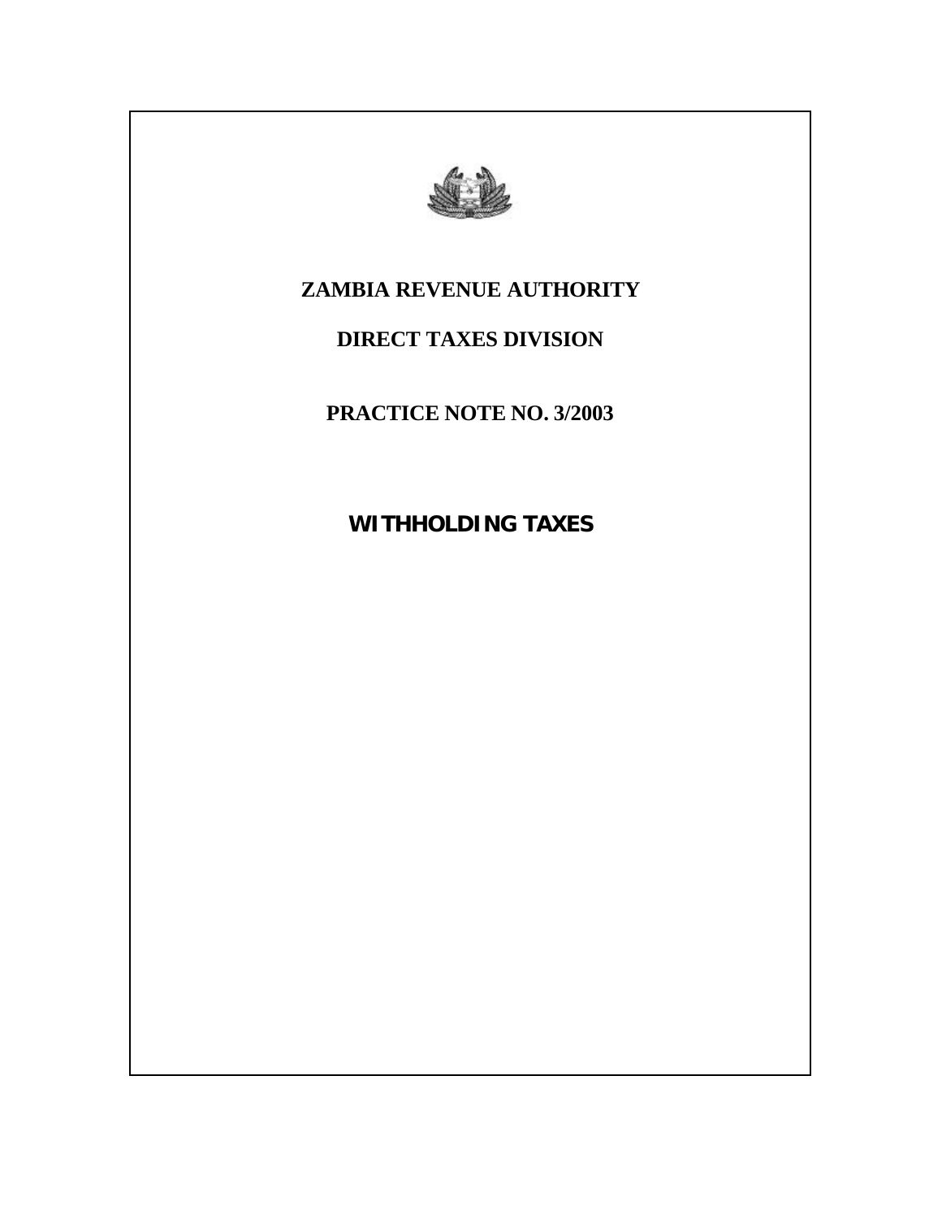# ZAMBIA REVENUE AUTHORITY

## DIRECT TAXES DIVISION

## PRACTICE NOTE NO. 3/2003

# WITHHOLDING TAXES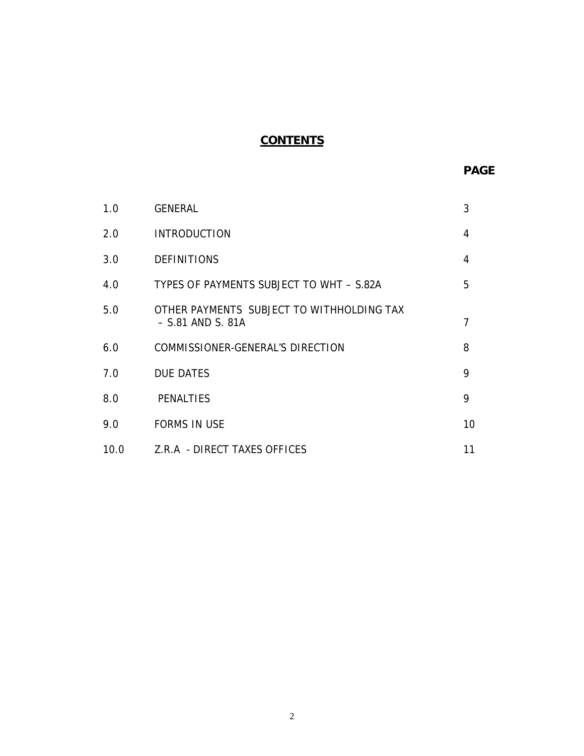# **CONTENTS**

| | | PAGE |
|---|---|---|
| 1.0 | GENERAL | 3 |
| 2.0 | INTRODUCTION | 4 |
| 3.0 | DEFINITIONS | 4 |
| 4.0 | TYPES OF PAYMENTS SUBJECT TO WHT – S.82A | 5 |
| 5.0 | OTHER PAYMENTS SUBJECT TO WITHHOLDING TAX – S.81 AND S. 81A | 7 |
| 6.0 | COMMISSIONER-GENERAL'S DIRECTION | 8 |
| 7.0 | DUE DATES | 9 |
| 8.0 | PENALTIES | 9 |
| 9.0 | FORMS IN USE | 10 |
| 10.0 | Z.R.A - DIRECT TAXES OFFICES | 11 |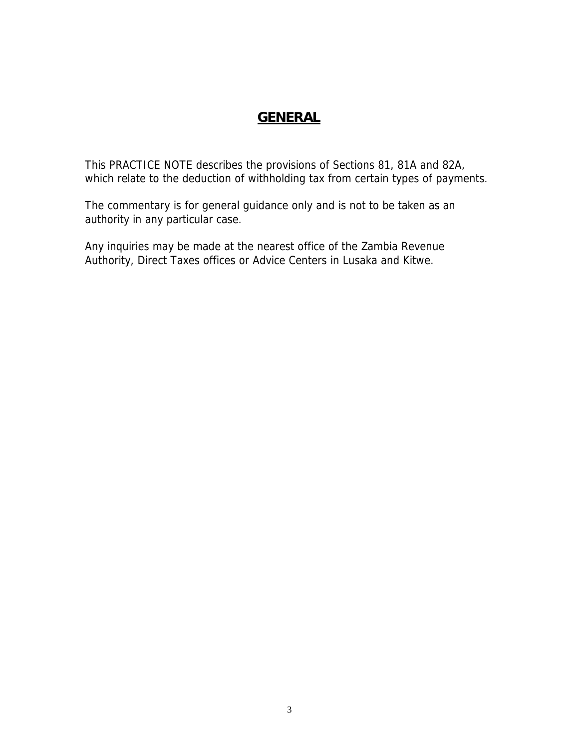# GENERAL

This PRACTICE NOTE describes the provisions of Sections 81, 81A and 82A, which relate to the deduction of withholding tax from certain types of payments.

The commentary is for general guidance only and is not to be taken as an authority in any particular case.

Any inquiries may be made at the nearest office of the Zambia Revenue Authority, Direct Taxes offices or Advice Centers in Lusaka and Kitwe.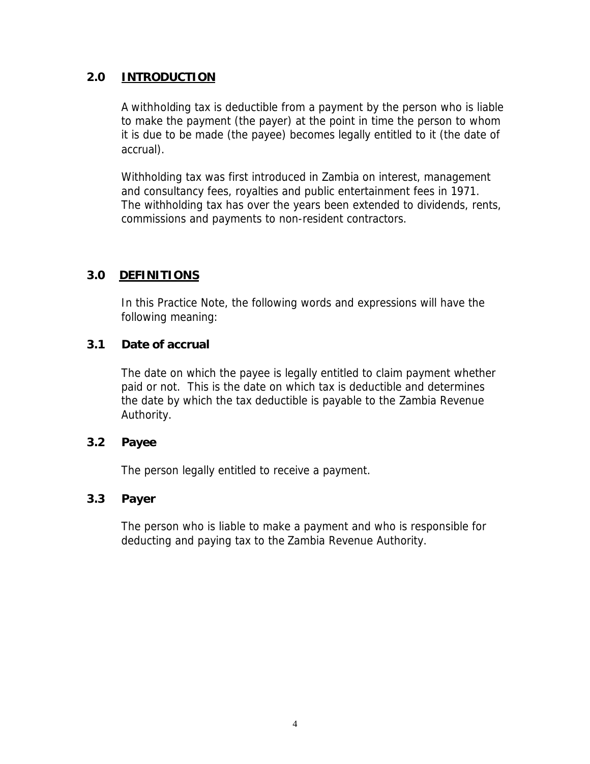## 2.0 INTRODUCTION

A withholding tax is deductible from a payment by the person who is liable to make the payment (the payer) at the point in time the person to whom it is due to be made (the payee) becomes legally entitled to it (the date of accrual).

Withholding tax was first introduced in Zambia on interest, management and consultancy fees, royalties and public entertainment fees in 1971. The withholding tax has over the years been extended to dividends, rents, commissions and payments to non-resident contractors.

## 3.0 DEFINITIONS

In this Practice Note, the following words and expressions will have the following meaning:

### 3.1 Date of accrual

The date on which the payee is legally entitled to claim payment whether paid or not. This is the date on which tax is deductible and determines the date by which the tax deductible is payable to the Zambia Revenue Authority.

### 3.2 Payee

The person legally entitled to receive a payment.

### 3.3 Payer

The person who is liable to make a payment and who is responsible for deducting and paying tax to the Zambia Revenue Authority.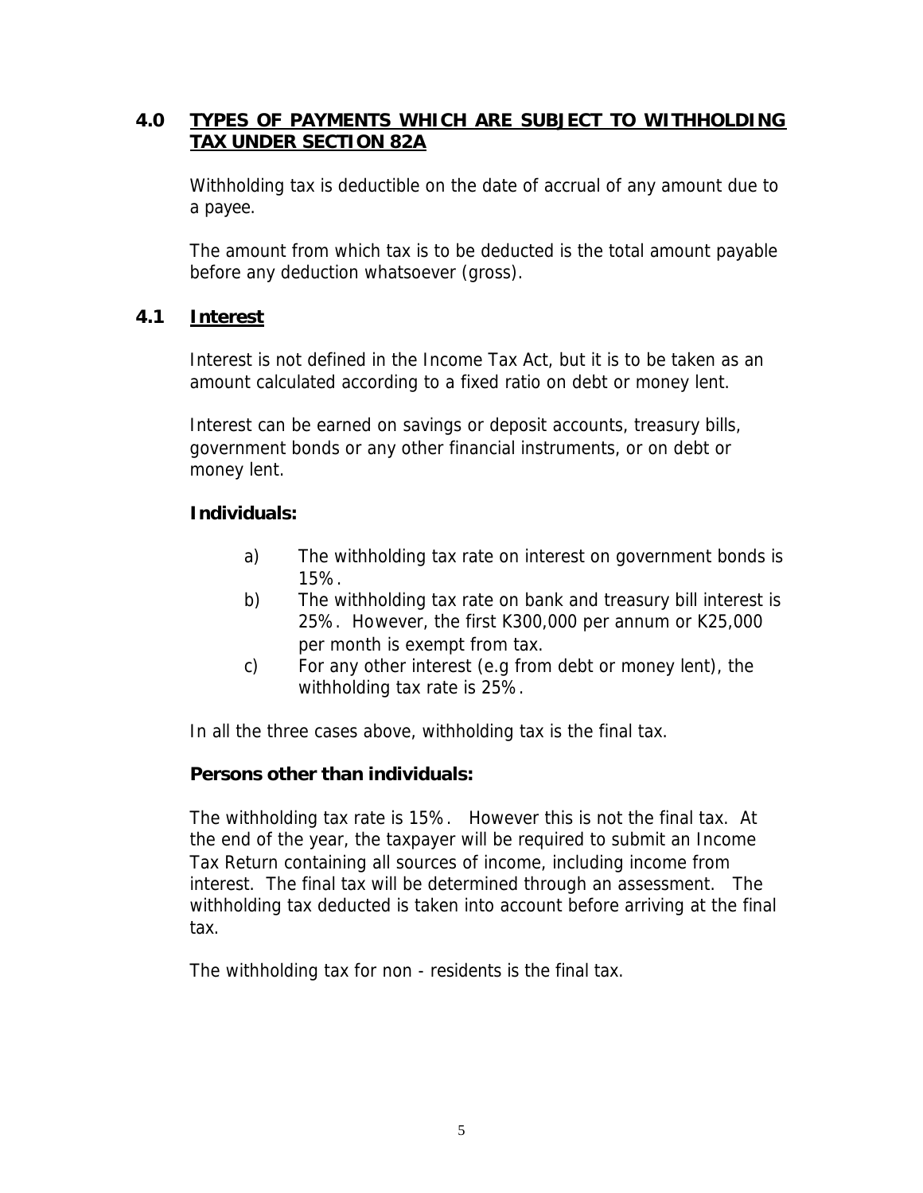## 4.0 TYPES OF PAYMENTS WHICH ARE SUBJECT TO WITHHOLDING TAX UNDER SECTION 82A

Withholding tax is deductible on the date of accrual of any amount due to a payee.

The amount from which tax is to be deducted is the total amount payable before any deduction whatsoever (gross).

### 4.1 Interest

Interest is not defined in the Income Tax Act, but it is to be taken as an amount calculated according to a fixed ratio on debt or money lent.

Interest can be earned on savings or deposit accounts, treasury bills, government bonds or any other financial instruments, or on debt or money lent.

**Individuals:**

a) The withholding tax rate on interest on government bonds is 15%.

b) The withholding tax rate on bank and treasury bill interest is 25%. However, the first K300,000 per annum or K25,000 per month is exempt from tax.

c) For any other interest (e.g from debt or money lent), the withholding tax rate is 25%.

In all the three cases above, withholding tax is the final tax.

**Persons other than individuals:**

The withholding tax rate is 15%. However this is not the final tax. At the end of the year, the taxpayer will be required to submit an Income Tax Return containing all sources of income, including income from interest. The final tax will be determined through an assessment. The withholding tax deducted is taken into account before arriving at the final tax.

The withholding tax for non - residents is the final tax.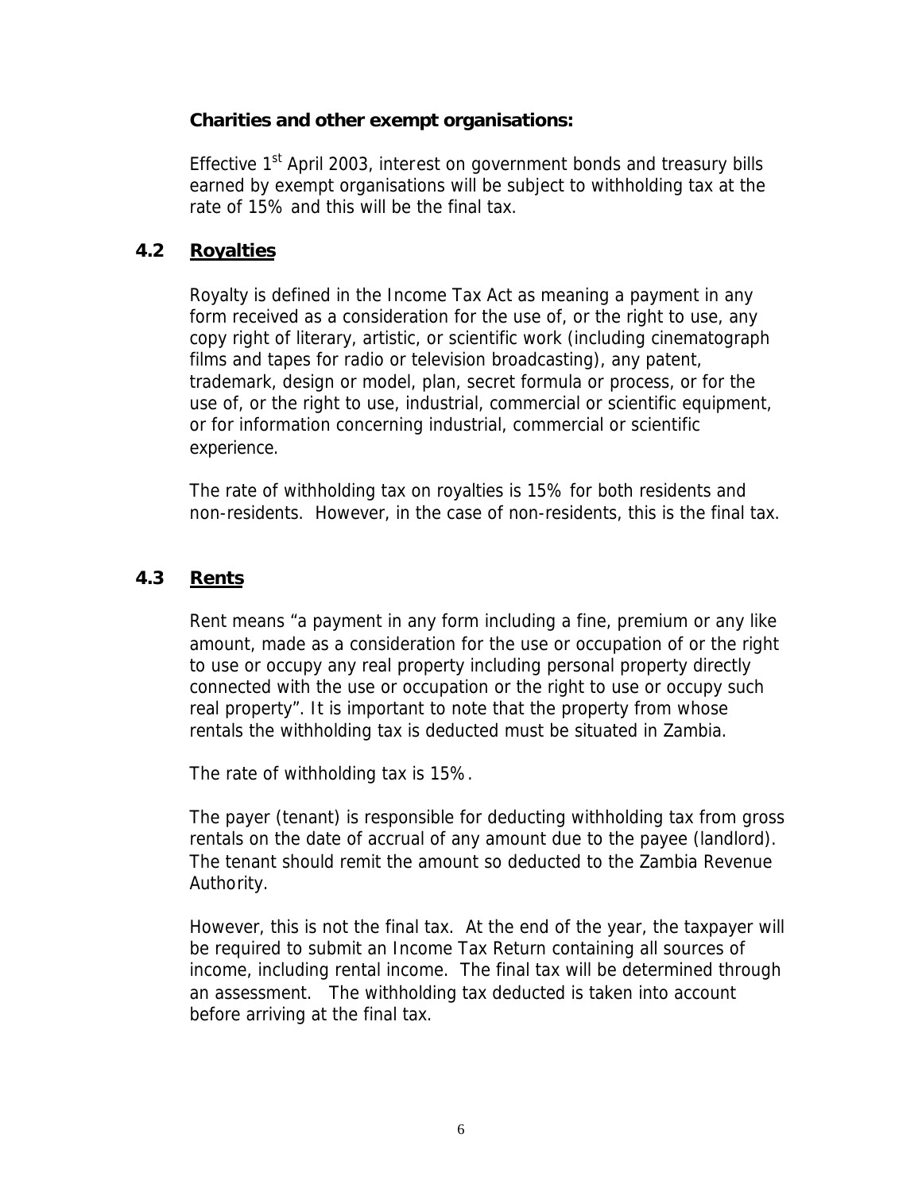**Charities and other exempt organisations:**

Effective 1[st] April 2003, interest on government bonds and treasury bills earned by exempt organisations will be subject to withholding tax at the rate of 15% and this will be the final tax.

## 4.2 Royalties

Royalty is defined in the Income Tax Act as meaning a payment in any form received as a consideration for the use of, or the right to use, any copy right of literary, artistic, or scientific work (including cinematograph films and tapes for radio or television broadcasting), any patent, trademark, design or model, plan, secret formula or process, or for the use of, or the right to use, industrial, commercial or scientific equipment, or for information concerning industrial, commercial or scientific experience.

The rate of withholding tax on royalties is 15% for both residents and non-residents. However, in the case of non-residents, this is the final tax.

## 4.3 Rents

Rent means "a payment in any form including a fine, premium or any like amount, made as a consideration for the use or occupation of or the right to use or occupy any real property including personal property directly connected with the use or occupation or the right to use or occupy such real property". It is important to note that the property from whose rentals the withholding tax is deducted must be situated in Zambia.

The rate of withholding tax is 15%.

The payer (tenant) is responsible for deducting withholding tax from gross rentals on the date of accrual of any amount due to the payee (landlord). The tenant should remit the amount so deducted to the Zambia Revenue Authority.

However, this is not the final tax. At the end of the year, the taxpayer will be required to submit an Income Tax Return containing all sources of income, including rental income. The final tax will be determined through an assessment. The withholding tax deducted is taken into account before arriving at the final tax.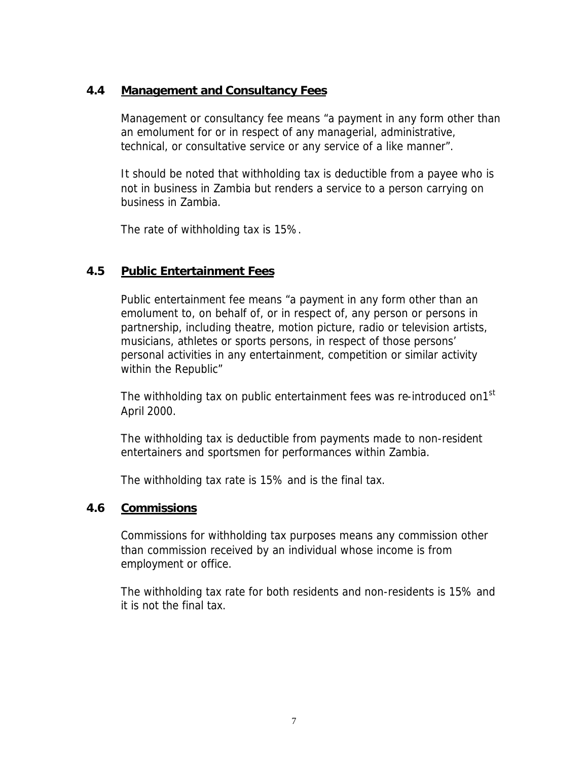### 4.4 Management and Consultancy Fees

Management or consultancy fee means "a payment in any form other than an emolument for or in respect of any managerial, administrative, technical, or consultative service or any service of a like manner".

It should be noted that withholding tax is deductible from a payee who is not in business in Zambia but renders a service to a person carrying on business in Zambia.

The rate of withholding tax is 15%.

### 4.5 Public Entertainment Fees

Public entertainment fee means "a payment in any form other than an emolument to, on behalf of, or in respect of, any person or persons in partnership, including theatre, motion picture, radio or television artists, musicians, athletes or sports persons, in respect of those persons' personal activities in any entertainment, competition or similar activity within the Republic"

The withholding tax on public entertainment fees was re-introduced on1st April 2000.

The withholding tax is deductible from payments made to non-resident entertainers and sportsmen for performances within Zambia.

The withholding tax rate is 15% and is the final tax.

### 4.6 Commissions

Commissions for withholding tax purposes means any commission other than commission received by an individual whose income is from employment or office.

The withholding tax rate for both residents and non-residents is 15% and it is not the final tax.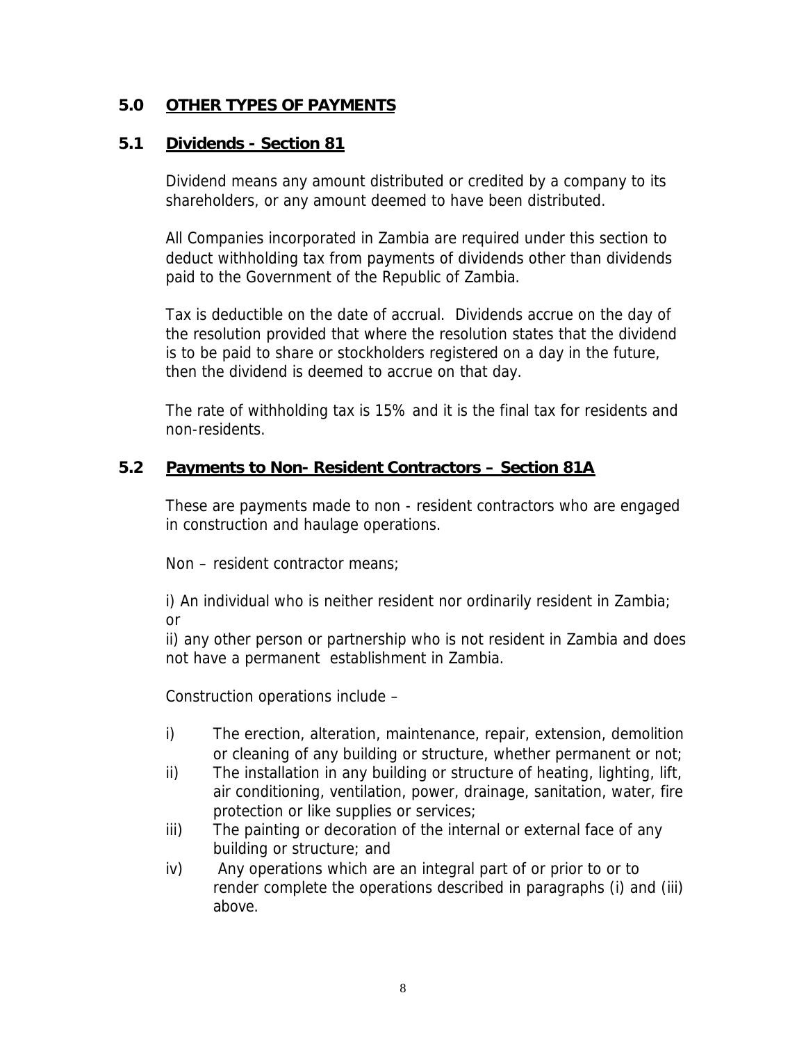## 5.0 OTHER TYPES OF PAYMENTS

### 5.1 Dividends - Section 81

Dividend means any amount distributed or credited by a company to its shareholders, or any amount deemed to have been distributed.

All Companies incorporated in Zambia are required under this section to deduct withholding tax from payments of dividends other than dividends paid to the Government of the Republic of Zambia.

Tax is deductible on the date of accrual. Dividends accrue on the day of the resolution provided that where the resolution states that the dividend is to be paid to share or stockholders registered on a day in the future, then the dividend is deemed to accrue on that day.

The rate of withholding tax is 15% and it is the final tax for residents and non-residents.

### 5.2 Payments to Non- Resident Contractors – Section 81A

These are payments made to non - resident contractors who are engaged in construction and haulage operations.

Non – resident contractor means;

i) An individual who is neither resident nor ordinarily resident in Zambia; or
ii) any other person or partnership who is not resident in Zambia and does not have a permanent establishment in Zambia.

Construction operations include –

i) The erection, alteration, maintenance, repair, extension, demolition or cleaning of any building or structure, whether permanent or not;
ii) The installation in any building or structure of heating, lighting, lift, air conditioning, ventilation, power, drainage, sanitation, water, fire protection or like supplies or services;
iii) The painting or decoration of the internal or external face of any building or structure; and
iv) Any operations which are an integral part of or prior to or to render complete the operations described in paragraphs (i) and (iii) above.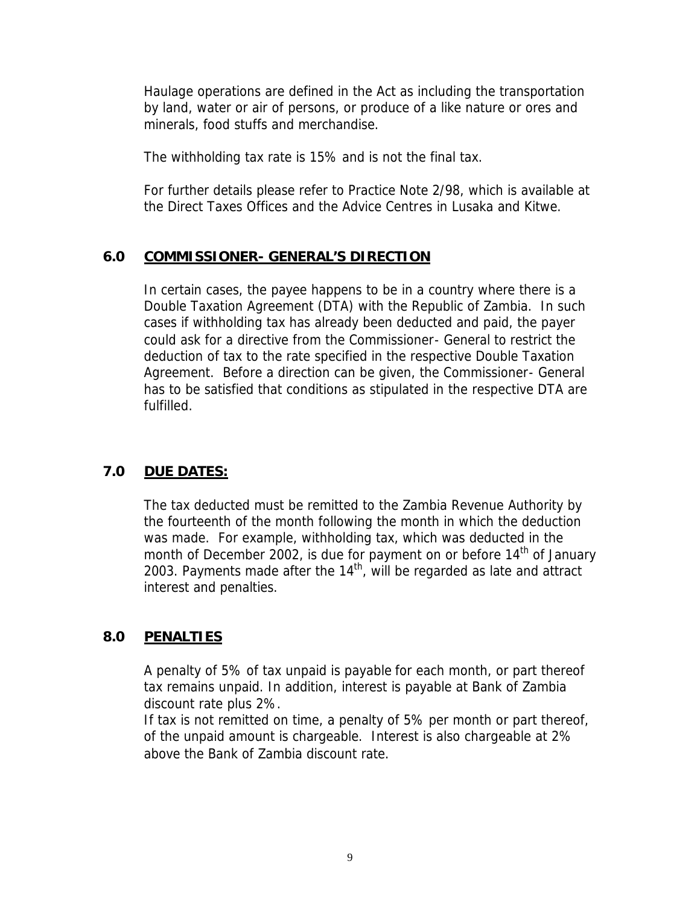Haulage operations are defined in the Act as including the transportation by land, water or air of persons, or produce of a like nature or ores and minerals, food stuffs and merchandise.

The withholding tax rate is 15% and is not the final tax.

For further details please refer to Practice Note 2/98, which is available at the Direct Taxes Offices and the Advice Centres in Lusaka and Kitwe.

## 6.0 COMMISSIONER- GENERAL'S DIRECTION

In certain cases, the payee happens to be in a country where there is a Double Taxation Agreement (DTA) with the Republic of Zambia. In such cases if withholding tax has already been deducted and paid, the payer could ask for a directive from the Commissioner- General to restrict the deduction of tax to the rate specified in the respective Double Taxation Agreement. Before a direction can be given, the Commissioner- General has to be satisfied that conditions as stipulated in the respective DTA are fulfilled.

## 7.0 DUE DATES:

The tax deducted must be remitted to the Zambia Revenue Authority by the fourteenth of the month following the month in which the deduction was made. For example, withholding tax, which was deducted in the month of December 2002, is due for payment on or before 14th of January 2003. Payments made after the 14th, will be regarded as late and attract interest and penalties.

## 8.0 PENALTIES

A penalty of 5% of tax unpaid is payable for each month, or part thereof tax remains unpaid. In addition, interest is payable at Bank of Zambia discount rate plus 2%.
If tax is not remitted on time, a penalty of 5% per month or part thereof, of the unpaid amount is chargeable. Interest is also chargeable at 2% above the Bank of Zambia discount rate.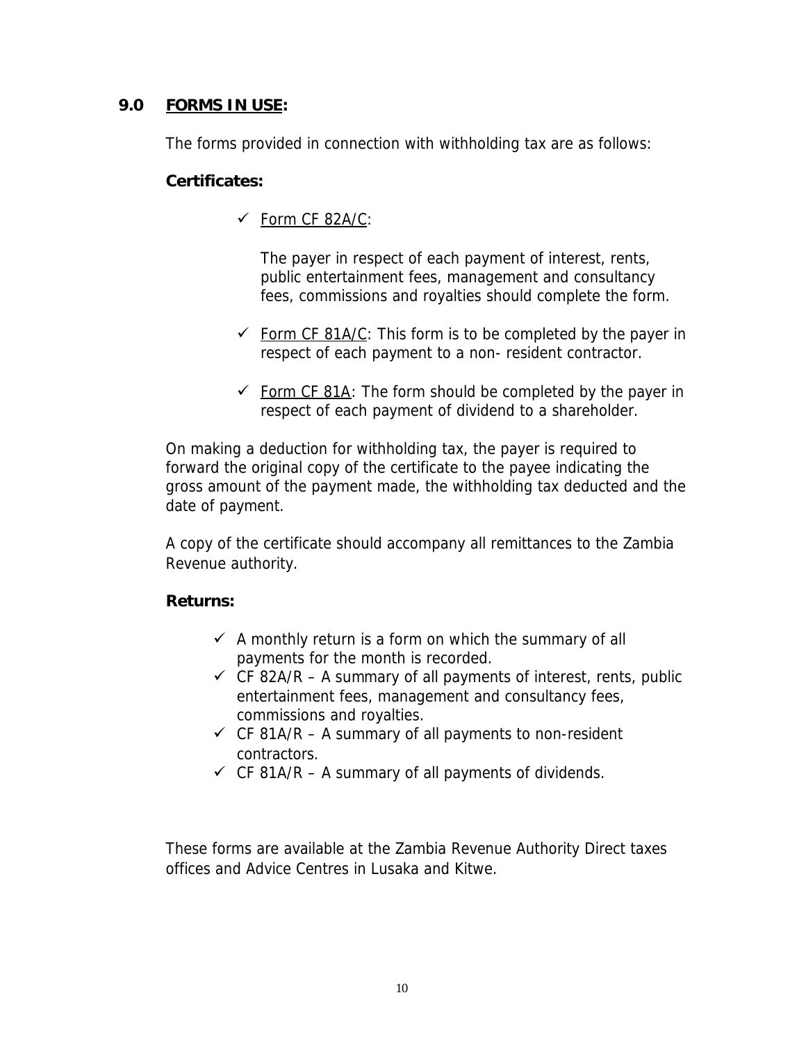## 9.0 <u>FORMS IN USE</u>:

The forms provided in connection with withholding tax are as follows:

**Certificates:**

- ✓ <u>Form CF 82A/C</u>:

  The payer in respect of each payment of interest, rents, public entertainment fees, management and consultancy fees, commissions and royalties should complete the form.

- ✓ <u>Form CF 81A/C</u>: This form is to be completed by the payer in respect of each payment to a non- resident contractor.

- ✓ <u>Form CF 81A</u>: The form should be completed by the payer in respect of each payment of dividend to a shareholder.

On making a deduction for withholding tax, the payer is required to forward the original copy of the certificate to the payee indicating the gross amount of the payment made, the withholding tax deducted and the date of payment.

A copy of the certificate should accompany all remittances to the Zambia Revenue authority.

**Returns:**

- ✓ A monthly return is a form on which the summary of all payments for the month is recorded.
- ✓ CF 82A/R – A summary of all payments of interest, rents, public entertainment fees, management and consultancy fees, commissions and royalties.
- ✓ CF 81A/R – A summary of all payments to non-resident contractors.
- ✓ CF 81A/R – A summary of all payments of dividends.

These forms are available at the Zambia Revenue Authority Direct taxes offices and Advice Centres in Lusaka and Kitwe.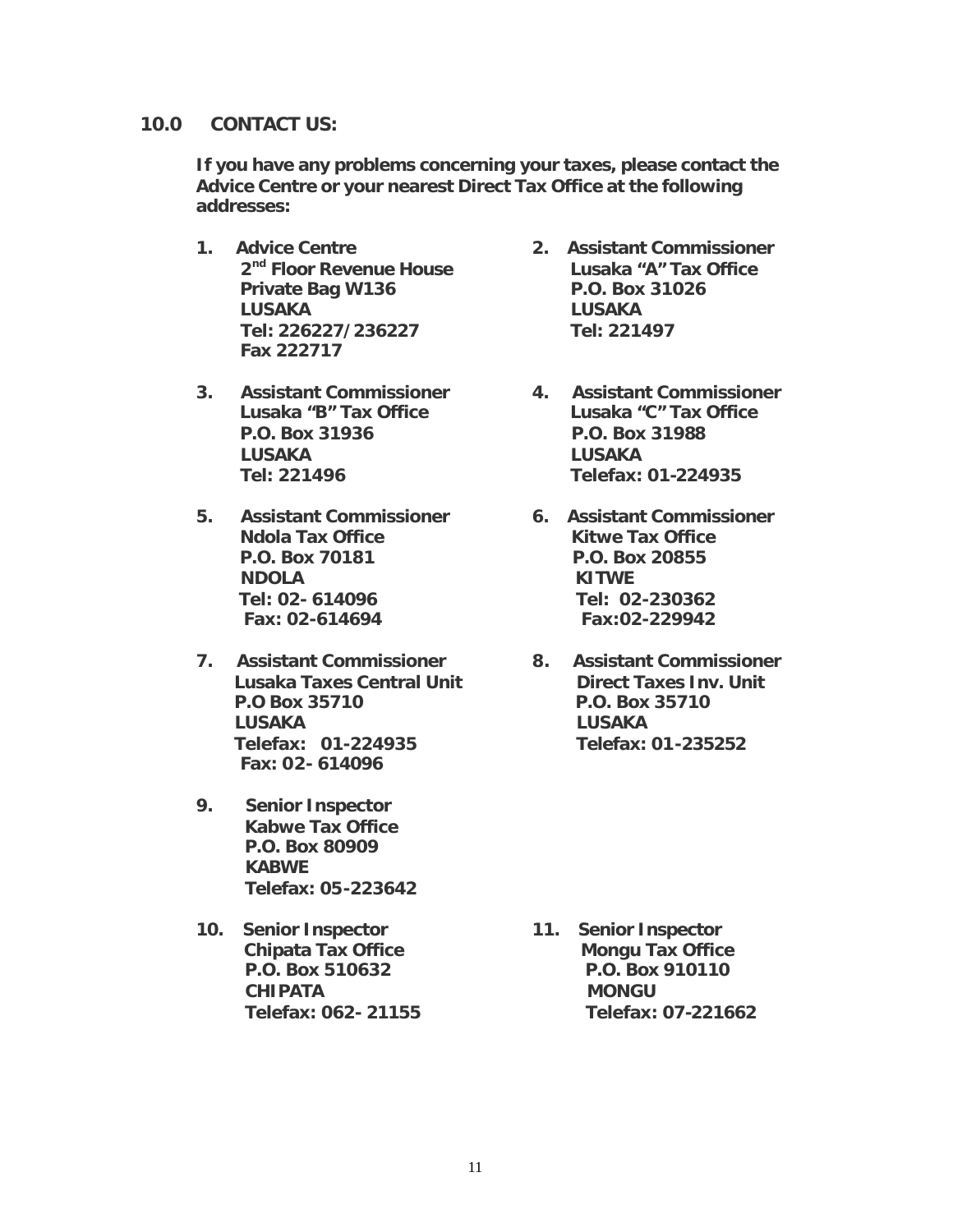## 10.0 CONTACT US:

**If you have any problems concerning your taxes, please contact the Advice Centre or your nearest Direct Tax Office at the following addresses:**

1. **Advice Centre**
   **2nd Floor Revenue House**
   **Private Bag W136**
   **LUSAKA**
   **Tel: 226227/236227**
   **Fax 222717**

2. **Assistant Commissioner**
   **Lusaka "A" Tax Office**
   **P.O. Box 31026**
   **LUSAKA**
   **Tel: 221497**

3. **Assistant Commissioner**
   **Lusaka "B" Tax Office**
   **P.O. Box 31936**
   **LUSAKA**
   **Tel: 221496**

4. **Assistant Commissioner**
   **Lusaka "C" Tax Office**
   **P.O. Box 31988**
   **LUSAKA**
   **Telefax: 01-224935**

5. **Assistant Commissioner**
   **Ndola Tax Office**
   **P.O. Box 70181**
   **NDOLA**
   **Tel: 02- 614096**
   **Fax: 02-614694**

6. **Assistant Commissioner**
   **Kitwe Tax Office**
   **P.O. Box 20855**
   **KITWE**
   **Tel: 02-230362**
   **Fax:02-229942**

7. **Assistant Commissioner**
   **Lusaka Taxes Central Unit**
   **P.O Box 35710**
   **LUSAKA**
   **Telefax: 01-224935**
   **Fax: 02- 614096**

8. **Assistant Commissioner**
   **Direct Taxes Inv. Unit**
   **P.O. Box 35710**
   **LUSAKA**
   **Telefax: 01-235252**

9. **Senior Inspector**
   **Kabwe Tax Office**
   **P.O. Box 80909**
   **KABWE**
   **Telefax: 05-223642**

10. **Senior Inspector**
    **Chipata Tax Office**
    **P.O. Box 510632**
    **CHIPATA**
    **Telefax: 062- 21155**

11. **Senior Inspector**
    **Mongu Tax Office**
    **P.O. Box 910110**
    **MONGU**
    **Telefax: 07-221662**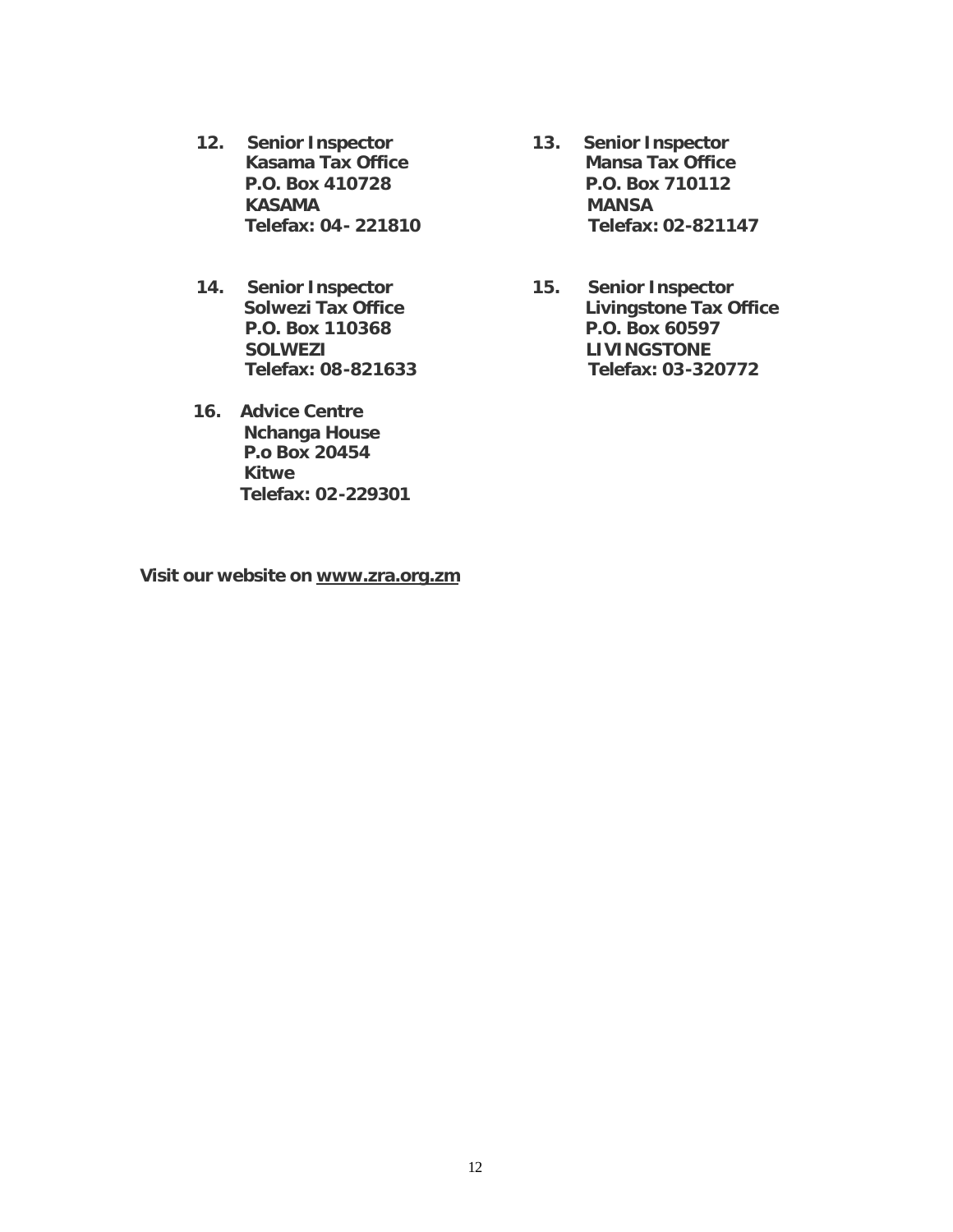12. **Senior Inspector**
    **Kasama Tax Office**
    **P.O. Box 410728**
    **KASAMA**
    **Telefax: 04- 221810**

13. **Senior Inspector**
    **Mansa Tax Office**
    **P.O. Box 710112**
    **MANSA**
    **Telefax: 02-821147**

14. **Senior Inspector**
    **Solwezi Tax Office**
    **P.O. Box 110368**
    **SOLWEZI**
    **Telefax: 08-821633**

15. **Senior Inspector**
    **Livingstone Tax Office**
    **P.O. Box 60597**
    **LIVINGSTONE**
    **Telefax: 03-320772**

16. **Advice Centre**
    **Nchanga House**
    **P.o Box 20454**
    **Kitwe**
    **Telefax: 02-229301**

**Visit our website on www.zra.org.zm**